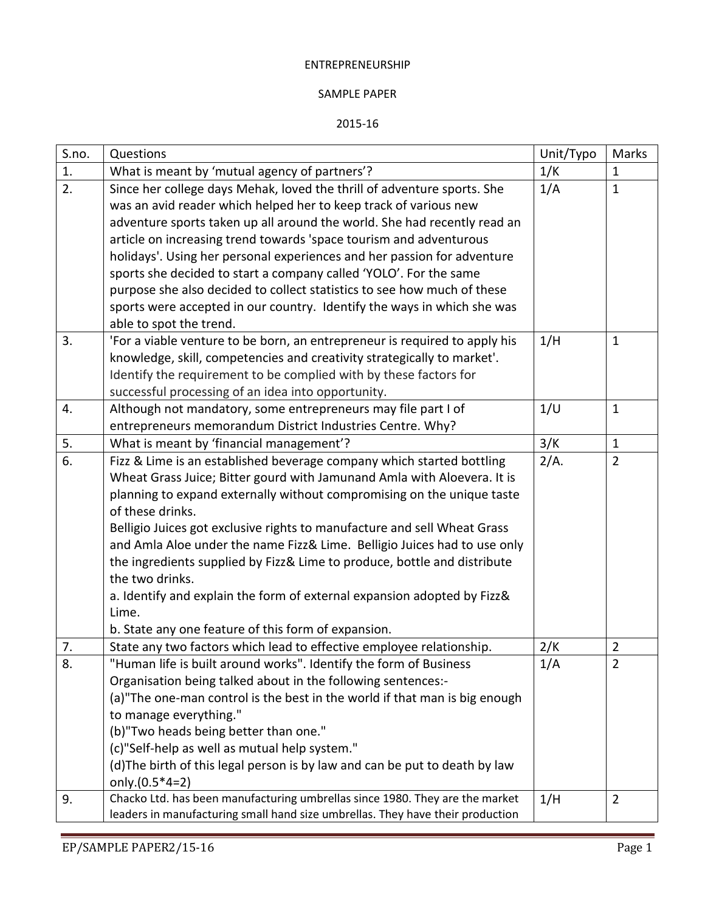ENTREPRENEURSHIP

SAMPLE PAPER

2015-16

| S.no. | Questions | Unit/Typo | Marks |
|---|---|---|---|
| 1. | What is meant by 'mutual agency of partners'? | 1/K | 1 |
| 2. | Since her college days Mehak, loved the thrill of adventure sports. She was an avid reader which helped her to keep track of various new adventure sports taken up all around the world. She had recently read an article on increasing trend towards 'space tourism and adventurous holidays'. Using her personal experiences and her passion for adventure sports she decided to start a company called 'YOLO'. For the same purpose she also decided to collect statistics to see how much of these sports were accepted in our country. Identify the ways in which she was able to spot the trend. | 1/A | 1 |
| 3. | 'For a viable venture to be born, an entrepreneur is required to apply his knowledge, skill, competencies and creativity strategically to market'. Identify the requirement to be complied with by these factors for successful processing of an idea into opportunity. | 1/H | 1 |
| 4. | Although not mandatory, some entrepreneurs may file part I of entrepreneurs memorandum District Industries Centre. Why? | 1/U | 1 |
| 5. | What is meant by 'financial management'? | 3/K | 1 |
| 6. | Fizz & Lime is an established beverage company which started bottling Wheat Grass Juice; Bitter gourd with Jamunand Amla with Aloevera. It is planning to expand externally without compromising on the unique taste of these drinks.<br>Belligio Juices got exclusive rights to manufacture and sell Wheat Grass and Amla Aloe under the name Fizz& Lime. Belligio Juices had to use only the ingredients supplied by Fizz& Lime to produce, bottle and distribute the two drinks.<br>a. Identify and explain the form of external expansion adopted by Fizz& Lime.<br>b. State any one feature of this form of expansion. | 2/A. | 2 |
| 7. | State any two factors which lead to effective employee relationship. | 2/K | 2 |
| 8. | "Human life is built around works". Identify the form of Business Organisation being talked about in the following sentences:-<br>(a)"The one-man control is the best in the world if that man is big enough to manage everything."<br>(b)"Two heads being better than one."<br>(c)"Self-help as well as mutual help system."<br>(d)The birth of this legal person is by law and can be put to death by law only.(0.5*4=2) | 1/A | 2 |
| 9. | Chacko Ltd. has been manufacturing umbrellas since 1980. They are the market leaders in manufacturing small hand size umbrellas. They have their production | 1/H | 2 |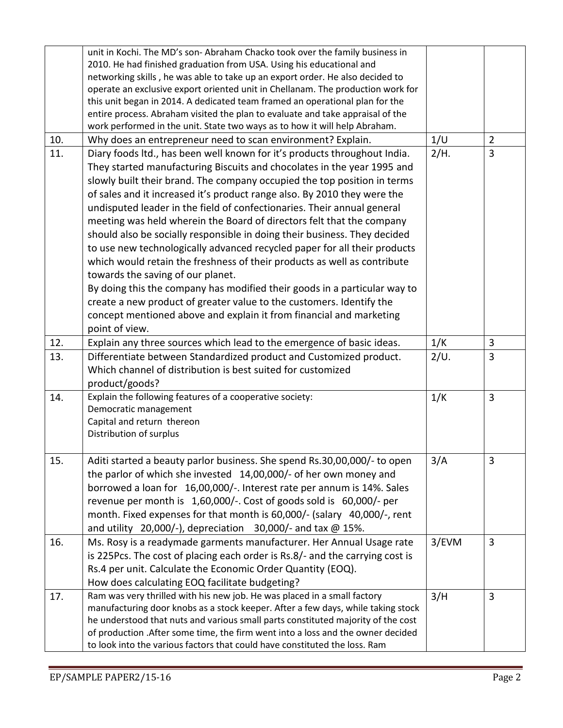| | | | |
|---|---|---|---|
| | unit in Kochi. The MD's son- Abraham Chacko took over the family business in 2010. He had finished graduation from USA. Using his educational and networking skills , he was able to take up an export order. He also decided to operate an exclusive export oriented unit in Chellanam. The production work for this unit began in 2014. A dedicated team framed an operational plan for the entire process. Abraham visited the plan to evaluate and take appraisal of the work performed in the unit. State two ways as to how it will help Abraham. | | |
| 10. | Why does an entrepreneur need to scan environment? Explain. | 1/U | 2 |
| 11. | Diary foods ltd., has been well known for it's products throughout India. They started manufacturing Biscuits and chocolates in the year 1995 and slowly built their brand. The company occupied the top position in terms of sales and it increased it's product range also. By 2010 they were the undisputed leader in the field of confectionaries. Their annual general meeting was held wherein the Board of directors felt that the company should also be socially responsible in doing their business. They decided to use new technologically advanced recycled paper for all their products which would retain the freshness of their products as well as contribute towards the saving of our planet.<br>By doing this the company has modified their goods in a particular way to create a new product of greater value to the customers. Identify the concept mentioned above and explain it from financial and marketing point of view. | 2/H. | 3 |
| 12. | Explain any three sources which lead to the emergence of basic ideas. | 1/K | 3 |
| 13. | Differentiate between Standardized product and Customized product. Which channel of distribution is best suited for customized product/goods? | 2/U. | 3 |
| 14. | Explain the following features of a cooperative society:<br>Democratic management<br>Capital and return thereon<br>Distribution of surplus | 1/K | 3 |
| 15. | Aditi started a beauty parlor business. She spend Rs.30,00,000/- to open the parlor of which she invested 14,00,000/- of her own money and borrowed a loan for 16,00,000/-. Interest rate per annum is 14%. Sales revenue per month is 1,60,000/-. Cost of goods sold is 60,000/- per month. Fixed expenses for that month is 60,000/- (salary 40,000/-, rent and utility 20,000/-), depreciation 30,000/- and tax @ 15%. | 3/A | 3 |
| 16. | Ms. Rosy is a readymade garments manufacturer. Her Annual Usage rate is 225Pcs. The cost of placing each order is Rs.8/- and the carrying cost is Rs.4 per unit. Calculate the Economic Order Quantity (EOQ).<br>How does calculating EOQ facilitate budgeting? | 3/EVM | 3 |
| 17. | Ram was very thrilled with his new job. He was placed in a small factory manufacturing door knobs as a stock keeper. After a few days, while taking stock he understood that nuts and various small parts constituted majority of the cost of production .After some time, the firm went into a loss and the owner decided to look into the various factors that could have constituted the loss. Ram | 3/H | 3 |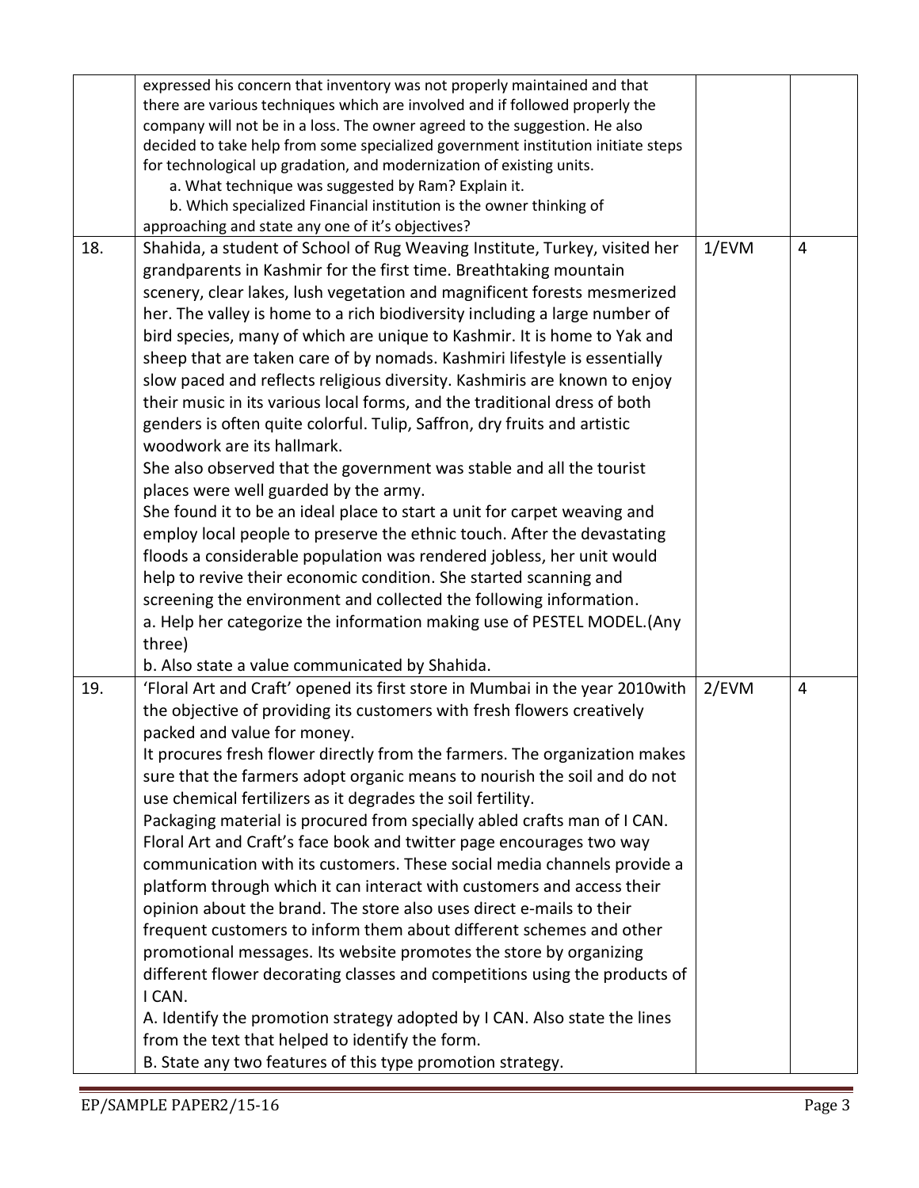| | | | |
|---|---|---|---|
| | expressed his concern that inventory was not properly maintained and that there are various techniques which are involved and if followed properly the company will not be in a loss. The owner agreed to the suggestion. He also decided to take help from some specialized government institution initiate steps for technological up gradation, and modernization of existing units.<br>a. What technique was suggested by Ram? Explain it.<br>b. Which specialized Financial institution is the owner thinking of approaching and state any one of it's objectives? | | |
| 18. | Shahida, a student of School of Rug Weaving Institute, Turkey, visited her grandparents in Kashmir for the first time. Breathtaking mountain scenery, clear lakes, lush vegetation and magnificent forests mesmerized her. The valley is home to a rich biodiversity including a large number of bird species, many of which are unique to Kashmir. It is home to Yak and sheep that are taken care of by nomads. Kashmiri lifestyle is essentially slow paced and reflects religious diversity. Kashmiris are known to enjoy their music in its various local forms, and the traditional dress of both genders is often quite colorful. Tulip, Saffron, dry fruits and artistic woodwork are its hallmark.<br>She also observed that the government was stable and all the tourist places were well guarded by the army.<br>She found it to be an ideal place to start a unit for carpet weaving and employ local people to preserve the ethnic touch. After the devastating floods a considerable population was rendered jobless, her unit would help to revive their economic condition. She started scanning and screening the environment and collected the following information.<br>a. Help her categorize the information making use of PESTEL MODEL.(Any three)<br>b. Also state a value communicated by Shahida. | 1/EVM | 4 |
| 19. | 'Floral Art and Craft' opened its first store in Mumbai in the year 2010with the objective of providing its customers with fresh flowers creatively packed and value for money.<br>It procures fresh flower directly from the farmers. The organization makes sure that the farmers adopt organic means to nourish the soil and do not use chemical fertilizers as it degrades the soil fertility.<br>Packaging material is procured from specially abled crafts man of I CAN. Floral Art and Craft's face book and twitter page encourages two way communication with its customers. These social media channels provide a platform through which it can interact with customers and access their opinion about the brand. The store also uses direct e-mails to their frequent customers to inform them about different schemes and other promotional messages. Its website promotes the store by organizing different flower decorating classes and competitions using the products of I CAN.<br>A. Identify the promotion strategy adopted by I CAN. Also state the lines from the text that helped to identify the form.<br>B. State any two features of this type promotion strategy. | 2/EVM | 4 |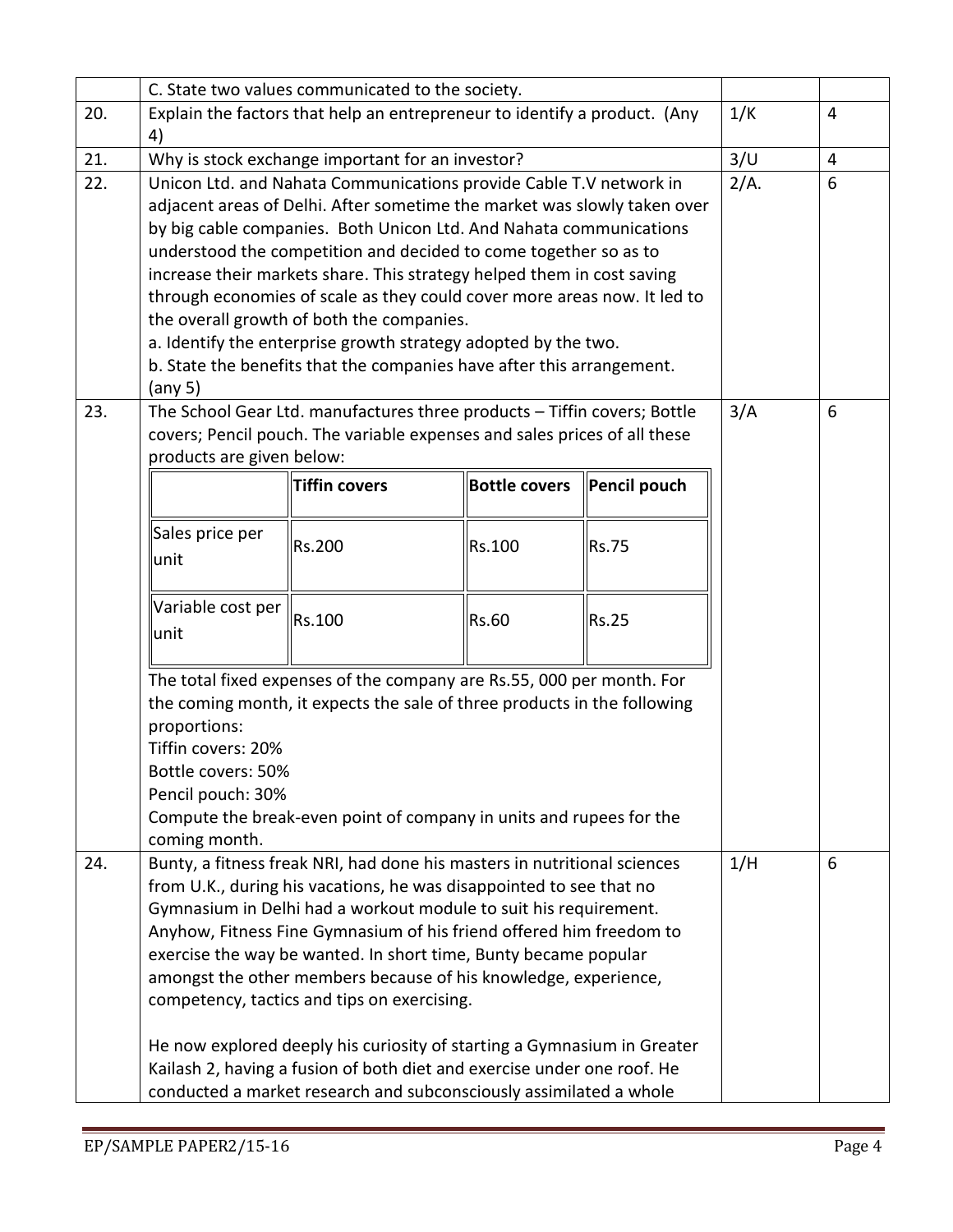| | | | |
|---|---|---|---|
| | C. State two values communicated to the society. | | |
| 20. | Explain the factors that help an entrepreneur to identify a product. (Any 4) | 1/K | 4 |
| 21. | Why is stock exchange important for an investor? | 3/U | 4 |
| 22. | Unicon Ltd. and Nahata Communications provide Cable T.V network in adjacent areas of Delhi. After sometime the market was slowly taken over by big cable companies. Both Unicon Ltd. And Nahata communications understood the competition and decided to come together so as to increase their markets share. This strategy helped them in cost saving through economies of scale as they could cover more areas now. It led to the overall growth of both the companies.<br>a. Identify the enterprise growth strategy adopted by the two.<br>b. State the benefits that the companies have after this arrangement. (any 5) | 2/A. | 6 |
| 23. | The School Gear Ltd. manufactures three products – Tiffin covers; Bottle covers; Pencil pouch. The variable expenses and sales prices of all these products are given below: | 3/A | 6 |

| | Tiffin covers | Bottle covers | Pencil pouch |
|---|---|---|---|
| Sales price per unit | Rs.200 | Rs.100 | Rs.75 |
| Variable cost per unit | Rs.100 | Rs.60 | Rs.25 |

The total fixed expenses of the company are Rs.55, 000 per month. For the coming month, it expects the sale of three products in the following proportions:
Tiffin covers: 20%
Bottle covers: 50%
Pencil pouch: 30%
Compute the break-even point of company in units and rupees for the coming month.

| | | | |
|---|---|---|---|
| 24. | Bunty, a fitness freak NRI, had done his masters in nutritional sciences from U.K., during his vacations, he was disappointed to see that no Gymnasium in Delhi had a workout module to suit his requirement. Anyhow, Fitness Fine Gymnasium of his friend offered him freedom to exercise the way be wanted. In short time, Bunty became popular amongst the other members because of his knowledge, experience, competency, tactics and tips on exercising.<br><br>He now explored deeply his curiosity of starting a Gymnasium in Greater Kailash 2, having a fusion of both diet and exercise under one roof. He conducted a market research and subconsciously assimilated a whole | 1/H | 6 |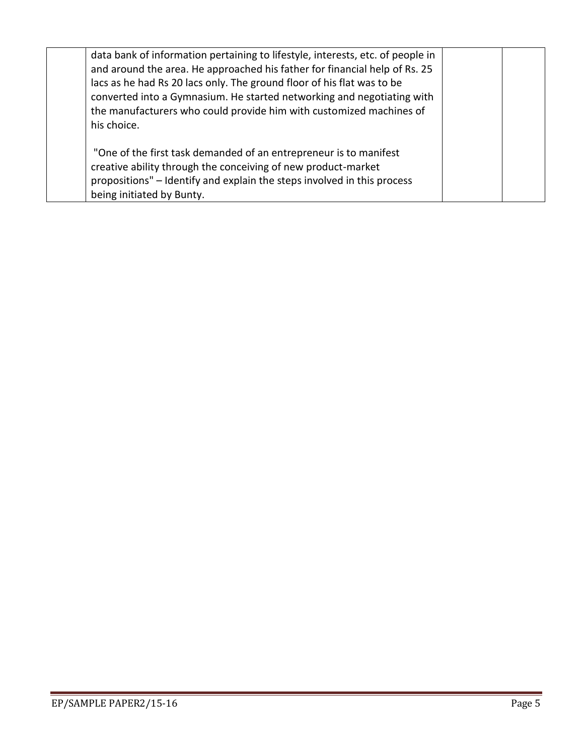| | | | |
|---|---|---|---|
| | data bank of information pertaining to lifestyle, interests, etc. of people in and around the area. He approached his father for financial help of Rs. 25 lacs as he had Rs 20 lacs only. The ground floor of his flat was to be converted into a Gymnasium. He started networking and negotiating with the manufacturers who could provide him with customized machines of his choice.<br><br>"One of the first task demanded of an entrepreneur is to manifest creative ability through the conceiving of new product-market propositions" – Identify and explain the steps involved in this process being initiated by Bunty. | | |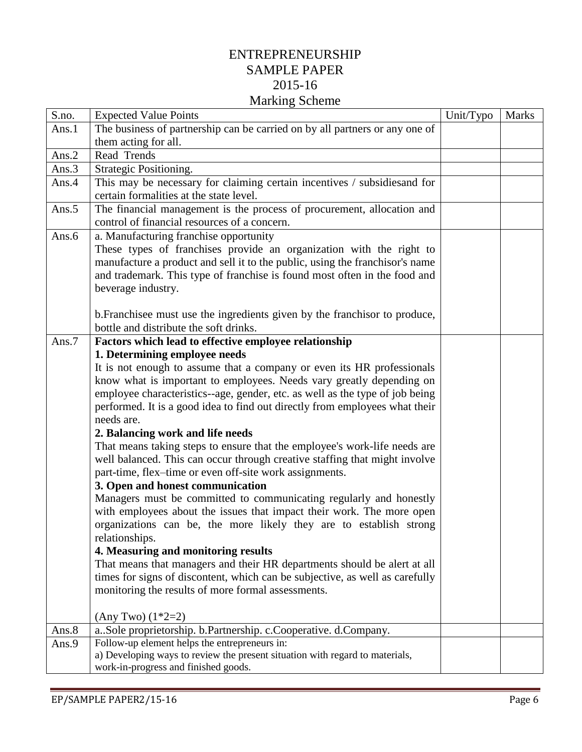# ENTREPRENEURSHIP
# SAMPLE PAPER
# 2015-16
## Marking Scheme

| S.no. | Expected Value Points | Unit/Typo | Marks |
|---|---|---|---|
| Ans.1 | The business of partnership can be carried on by all partners or any one of them acting for all. | | |
| Ans.2 | Read Trends | | |
| Ans.3 | Strategic Positioning. | | |
| Ans.4 | This may be necessary for claiming certain incentives / subsidiesand for certain formalities at the state level. | | |
| Ans.5 | The financial management is the process of procurement, allocation and control of financial resources of a concern. | | |
| Ans.6 | a. Manufacturing franchise opportunity<br>These types of franchises provide an organization with the right to manufacture a product and sell it to the public, using the franchisor's name and trademark. This type of franchise is found most often in the food and beverage industry.<br><br>b.Franchisee must use the ingredients given by the franchisor to produce, bottle and distribute the soft drinks. | | |
| Ans.7 | **Factors which lead to effective employee relationship**<br>**1. Determining employee needs**<br>It is not enough to assume that a company or even its HR professionals know what is important to employees. Needs vary greatly depending on employee characteristics--age, gender, etc. as well as the type of job being performed. It is a good idea to find out directly from employees what their needs are.<br>**2. Balancing work and life needs**<br>That means taking steps to ensure that the employee's work-life needs are well balanced. This can occur through creative staffing that might involve part-time, flex–time or even off-site work assignments.<br>**3. Open and honest communication**<br>Managers must be committed to communicating regularly and honestly with employees about the issues that impact their work. The more open organizations can be, the more likely they are to establish strong relationships.<br>**4. Measuring and monitoring results**<br>That means that managers and their HR departments should be alert at all times for signs of discontent, which can be subjective, as well as carefully monitoring the results of more formal assessments.<br><br>(Any Two) (1*2=2) | | |
| Ans.8 | a..Sole proprietorship. b.Partnership. c.Cooperative. d.Company. | | |
| Ans.9 | Follow-up element helps the entrepreneurs in:<br>a) Developing ways to review the present situation with regard to materials, work-in-progress and finished goods. | | |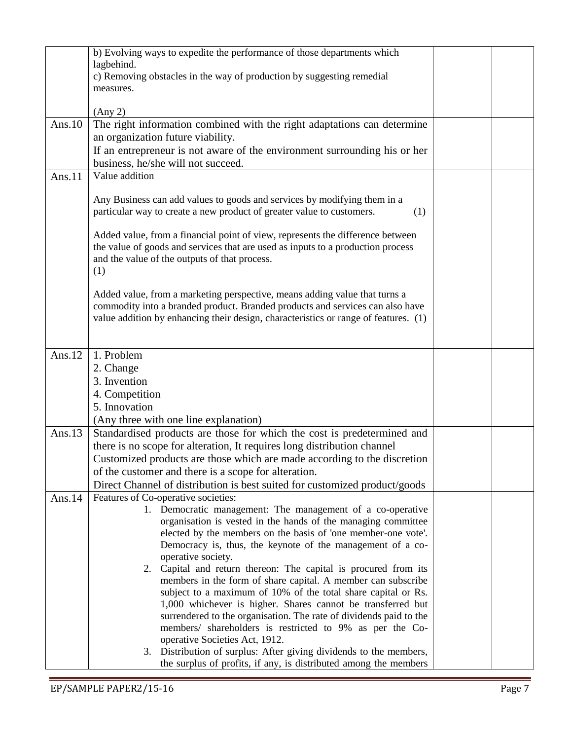| | | | |
|---|---|---|---|
| | b) Evolving ways to expedite the performance of those departments which lagbehind.<br>c) Removing obstacles in the way of production by suggesting remedial measures.<br><br>(Any 2) | | |
| Ans.10 | The right information combined with the right adaptations can determine an organization future viability.<br>If an entrepreneur is not aware of the environment surrounding his or her business, he/she will not succeed. | | |
| Ans.11 | Value addition<br><br>Any Business can add values to goods and services by modifying them in a particular way to create a new product of greater value to customers. (1)<br><br>Added value, from a financial point of view, represents the difference between the value of goods and services that are used as inputs to a production process and the value of the outputs of that process.<br>(1)<br><br>Added value, from a marketing perspective, means adding value that turns a commodity into a branded product. Branded products and services can also have value addition by enhancing their design, characteristics or range of features. (1) | | |
| Ans.12 | 1. Problem<br>2. Change<br>3. Invention<br>4. Competition<br>5. Innovation<br>(Any three with one line explanation) | | |
| Ans.13 | Standardised products are those for which the cost is predetermined and there is no scope for alteration, It requires long distribution channel<br>Customized products are those which are made according to the discretion of the customer and there is a scope for alteration.<br>Direct Channel of distribution is best suited for customized product/goods | | |
| Ans.14 | Features of Co-operative societies:<br>1. Democratic management: The management of a co-operative organisation is vested in the hands of the managing committee elected by the members on the basis of 'one member-one vote'. Democracy is, thus, the keynote of the management of a co-operative society.<br>2. Capital and return thereon: The capital is procured from its members in the form of share capital. A member can subscribe subject to a maximum of 10% of the total share capital or Rs. 1,000 whichever is higher. Shares cannot be transferred but surrendered to the organisation. The rate of dividends paid to the members/ shareholders is restricted to 9% as per the Co-operative Societies Act, 1912.<br>3. Distribution of surplus: After giving dividends to the members, the surplus of profits, if any, is distributed among the members | | |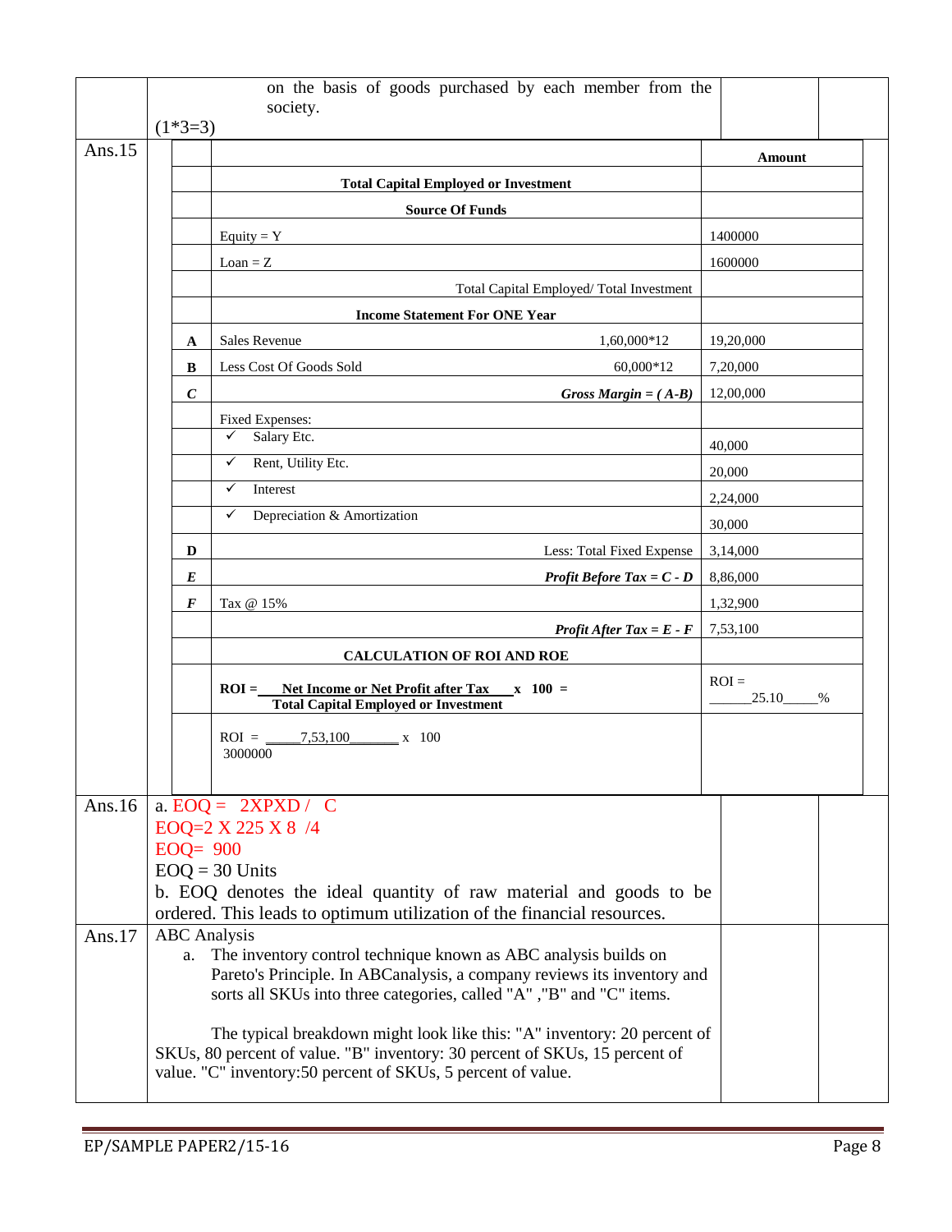on the basis of goods purchased by each member from the society.

(1*3=3)

**Ans.15**

| | | Amount |
|---|---|---|
| | **Total Capital Employed or Investment** | |
| | **Source Of Funds** | |
| | Equity = Y | 1400000 |
| | Loan = Z | 1600000 |
| | Total Capital Employed/ Total Investment | |
| | **Income Statement For ONE Year** | |
| **A** | Sales Revenue 1,60,000*12 | 19,20,000 |
| **B** | Less Cost Of Goods Sold 60,000*12 | 7,20,000 |
| ***C*** | ***Gross Margin = ( A-B)*** | 12,00,000 |
| | Fixed Expenses: | |
| | ✓ Salary Etc. | 40,000 |
| | ✓ Rent, Utility Etc. | 20,000 |
| | ✓ Interest | 2,24,000 |
| | ✓ Depreciation & Amortization | 30,000 |
| **D** | Less: Total Fixed Expense | 3,14,000 |
| ***E*** | ***Profit Before Tax = C - D*** | 8,86,000 |
| ***F*** | Tax @ 15% | 1,32,900 |
| | ***Profit After Tax = E - F*** | 7,53,100 |
| | **CALCULATION OF ROI AND ROE** | |
| | **ROI = Net Income or Net Profit after Tax / Total Capital Employed or Investment x 100 =** | ROI = 25.10 % |
| | ROI = 7,53,100 / 3000000 x 100 | |

**Ans.16**

a. EOQ = 2XPXD / C

EOQ=2 X 225 X 8 /4

EOQ= 900

EOQ = 30 Units

b. EOQ denotes the ideal quantity of raw material and goods to be ordered. This leads to optimum utilization of the financial resources.

**Ans.17**

ABC Analysis

a. The inventory control technique known as ABC analysis builds on Pareto's Principle. In ABCanalysis, a company reviews its inventory and sorts all SKUs into three categories, called "A" ,"B" and "C" items.

The typical breakdown might look like this: "A" inventory: 20 percent of SKUs, 80 percent of value. "B" inventory: 30 percent of SKUs, 15 percent of value. "C" inventory:50 percent of SKUs, 5 percent of value.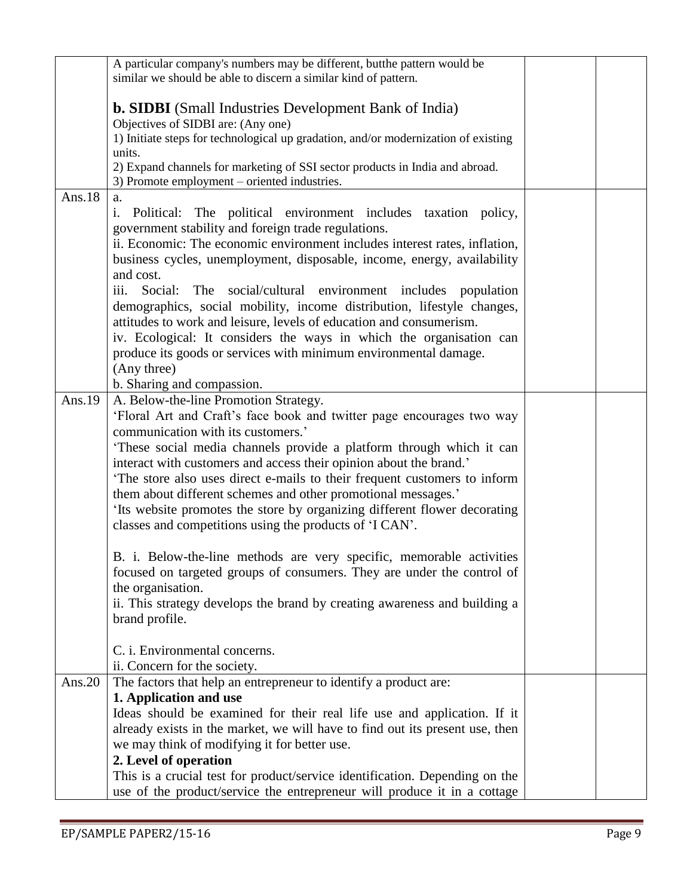| | | | |
|---|---|---|---|
| | A particular company's numbers may be different, butthe pattern would be similar we should be able to discern a similar kind of pattern.<br><br>**b. SIDBI** (Small Industries Development Bank of India)<br>Objectives of SIDBI are: (Any one)<br>1) Initiate steps for technological up gradation, and/or modernization of existing units.<br>2) Expand channels for marketing of SSI sector products in India and abroad.<br>3) Promote employment – oriented industries. | | |
| Ans.18 | a.<br>i. Political: The political environment includes taxation policy, government stability and foreign trade regulations.<br>ii. Economic: The economic environment includes interest rates, inflation, business cycles, unemployment, disposable, income, energy, availability and cost.<br>iii. Social: The social/cultural environment includes population demographics, social mobility, income distribution, lifestyle changes, attitudes to work and leisure, levels of education and consumerism.<br>iv. Ecological: It considers the ways in which the organisation can produce its goods or services with minimum environmental damage.<br>(Any three)<br>b. Sharing and compassion. | | |
| Ans.19 | A. Below-the-line Promotion Strategy.<br>'Floral Art and Craft's face book and twitter page encourages two way communication with its customers.'<br>'These social media channels provide a platform through which it can interact with customers and access their opinion about the brand.'<br>'The store also uses direct e-mails to their frequent customers to inform them about different schemes and other promotional messages.'<br>'Its website promotes the store by organizing different flower decorating classes and competitions using the products of 'I CAN'.<br><br>B. i. Below-the-line methods are very specific, memorable activities focused on targeted groups of consumers. They are under the control of the organisation.<br>ii. This strategy develops the brand by creating awareness and building a brand profile.<br><br>C. i. Environmental concerns.<br>ii. Concern for the society. | | |
| Ans.20 | The factors that help an entrepreneur to identify a product are:<br>**1. Application and use**<br>Ideas should be examined for their real life use and application. If it already exists in the market, we will have to find out its present use, then we may think of modifying it for better use.<br>**2. Level of operation**<br>This is a crucial test for product/service identification. Depending on the use of the product/service the entrepreneur will produce it in a cottage | | |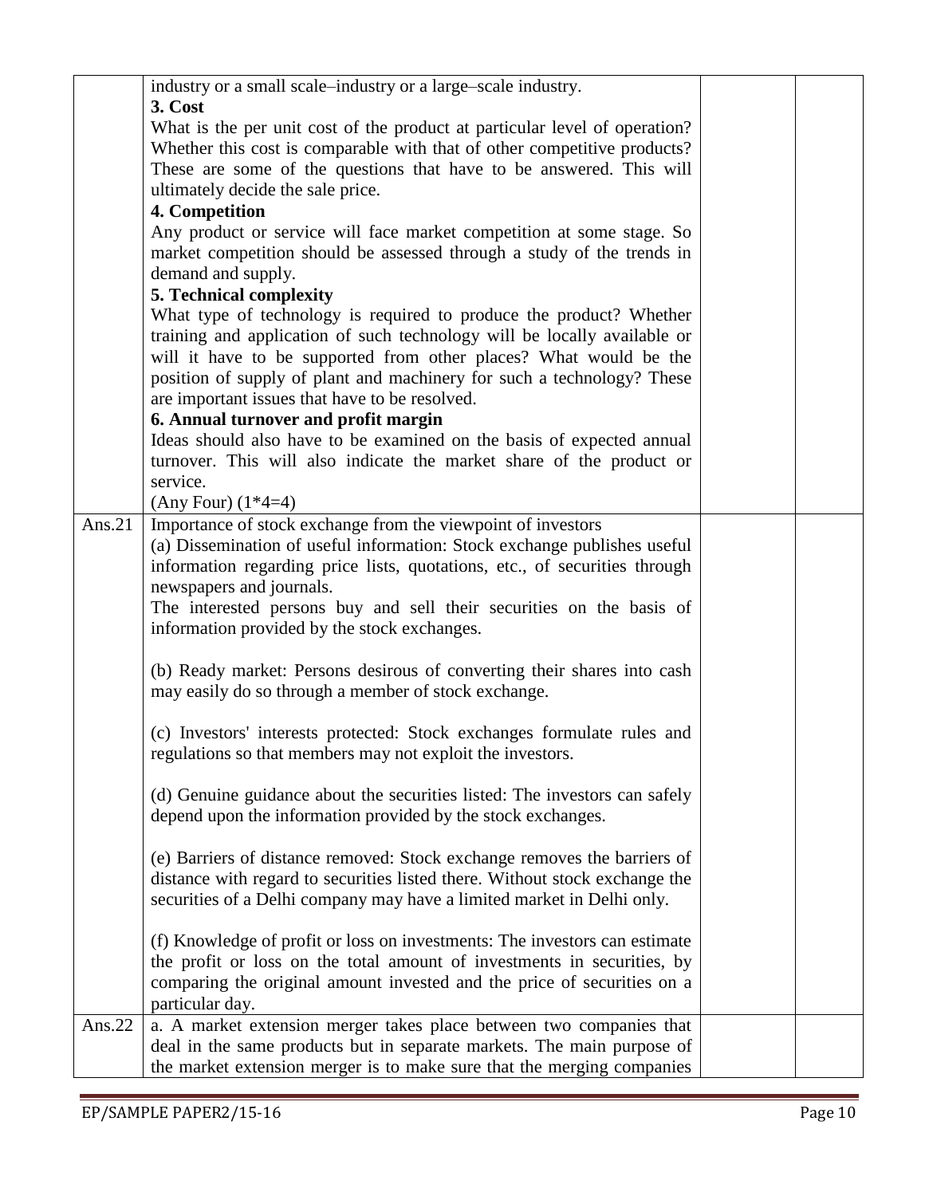| | | | |
|---|---|---|---|
| | industry or a small scale–industry or a large–scale industry.<br>**3. Cost**<br>What is the per unit cost of the product at particular level of operation? Whether this cost is comparable with that of other competitive products? These are some of the questions that have to be answered. This will ultimately decide the sale price.<br>**4. Competition**<br>Any product or service will face market competition at some stage. So market competition should be assessed through a study of the trends in demand and supply.<br>**5. Technical complexity**<br>What type of technology is required to produce the product? Whether training and application of such technology will be locally available or will it have to be supported from other places? What would be the position of supply of plant and machinery for such a technology? These are important issues that have to be resolved.<br>**6. Annual turnover and profit margin**<br>Ideas should also have to be examined on the basis of expected annual turnover. This will also indicate the market share of the product or service.<br>(Any Four) (1*4=4) | | |
| Ans.21 | Importance of stock exchange from the viewpoint of investors<br>(a) Dissemination of useful information: Stock exchange publishes useful information regarding price lists, quotations, etc., of securities through newspapers and journals.<br>The interested persons buy and sell their securities on the basis of information provided by the stock exchanges.<br><br>(b) Ready market: Persons desirous of converting their shares into cash may easily do so through a member of stock exchange.<br><br>(c) Investors' interests protected: Stock exchanges formulate rules and regulations so that members may not exploit the investors.<br><br>(d) Genuine guidance about the securities listed: The investors can safely depend upon the information provided by the stock exchanges.<br><br>(e) Barriers of distance removed: Stock exchange removes the barriers of distance with regard to securities listed there. Without stock exchange the securities of a Delhi company may have a limited market in Delhi only.<br><br>(f) Knowledge of profit or loss on investments: The investors can estimate the profit or loss on the total amount of investments in securities, by comparing the original amount invested and the price of securities on a particular day. | | |
| Ans.22 | a. A market extension merger takes place between two companies that deal in the same products but in separate markets. The main purpose of the market extension merger is to make sure that the merging companies | | |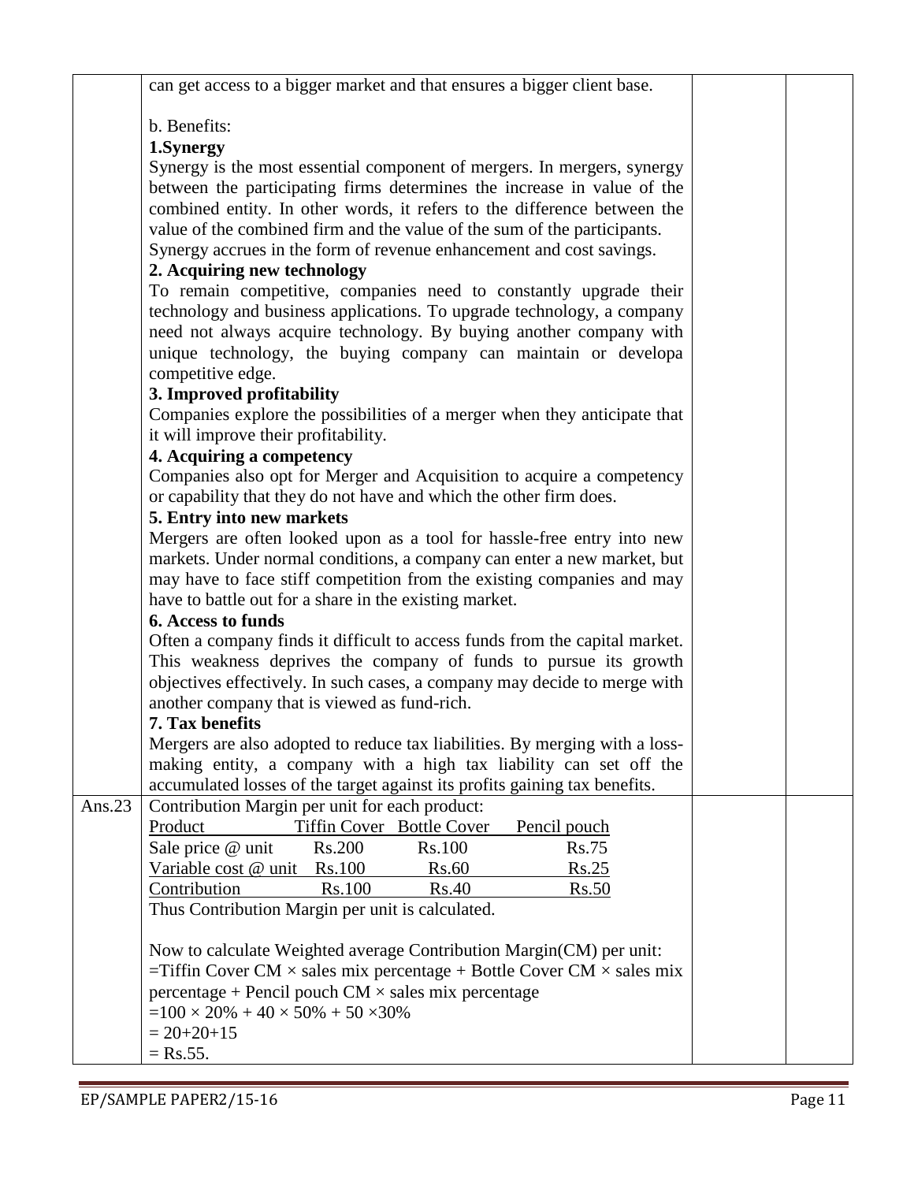can get access to a bigger market and that ensures a bigger client base.

b. Benefits:

**1.Synergy**

Synergy is the most essential component of mergers. In mergers, synergy between the participating firms determines the increase in value of the combined entity. In other words, it refers to the difference between the value of the combined firm and the value of the sum of the participants. Synergy accrues in the form of revenue enhancement and cost savings.

**2. Acquiring new technology**

To remain competitive, companies need to constantly upgrade their technology and business applications. To upgrade technology, a company need not always acquire technology. By buying another company with unique technology, the buying company can maintain or developa competitive edge.

**3. Improved profitability**

Companies explore the possibilities of a merger when they anticipate that it will improve their profitability.

**4. Acquiring a competency**

Companies also opt for Merger and Acquisition to acquire a competency or capability that they do not have and which the other firm does.

**5. Entry into new markets**

Mergers are often looked upon as a tool for hassle-free entry into new markets. Under normal conditions, a company can enter a new market, but may have to face stiff competition from the existing companies and may have to battle out for a share in the existing market.

**6. Access to funds**

Often a company finds it difficult to access funds from the capital market. This weakness deprives the company of funds to pursue its growth objectives effectively. In such cases, a company may decide to merge with another company that is viewed as fund-rich.

**7. Tax benefits**

Mergers are also adopted to reduce tax liabilities. By merging with a loss-making entity, a company with a high tax liability can set off the accumulated losses of the target against its profits gaining tax benefits.

Ans.23 Contribution Margin per unit for each product:

| Product | Tiffin Cover | Bottle Cover | Pencil pouch |
|---|---|---|---|
| Sale price @ unit | Rs.200 | Rs.100 | Rs.75 |
| Variable cost @ unit | Rs.100 | Rs.60 | Rs.25 |
| Contribution | Rs.100 | Rs.40 | Rs.50 |

Thus Contribution Margin per unit is calculated.

Now to calculate Weighted average Contribution Margin(CM) per unit:

=Tiffin Cover CM × sales mix percentage + Bottle Cover CM × sales mix percentage + Pencil pouch CM × sales mix percentage

$= 100 \times 20\% + 40 \times 50\% + 50 \times 30\%$

$= 20+20+15$

= Rs.55.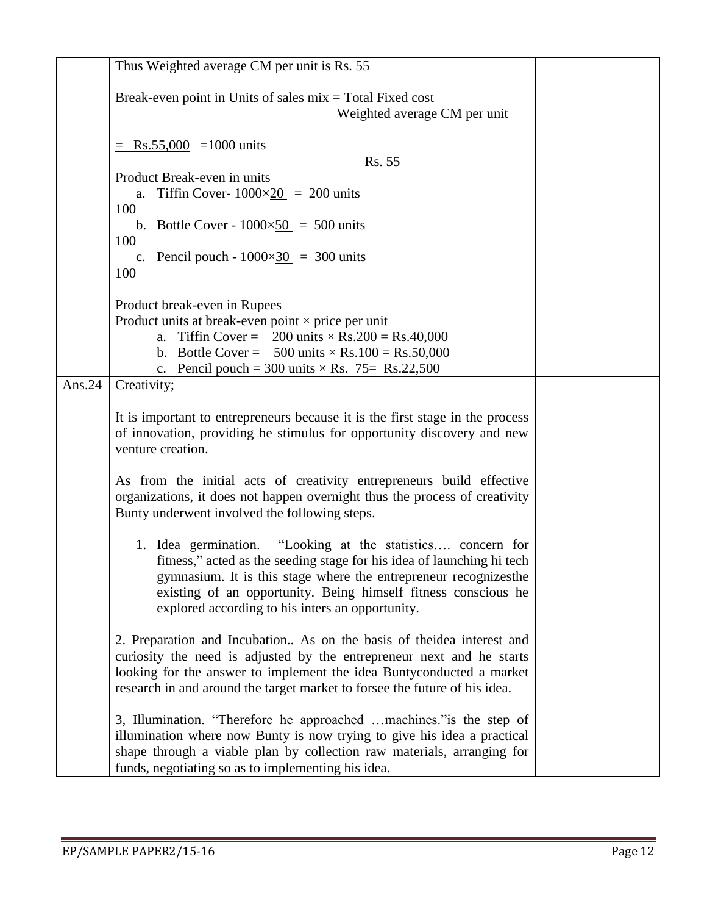| | | | |
|---|---|---|---|
| | Thus Weighted average CM per unit is Rs. 55<br><br>Break-even point in Units of sales mix = $\frac{\text{Total Fixed cost}}{\text{Weighted average CM per unit}}$<br><br>= $\frac{\text{Rs.55,000}}{\text{Rs. 55}}$ =1000 units<br><br>Product Break-even in units<br>a. Tiffin Cover- $1000 \times \frac{20}{100}$ = 200 units<br>b. Bottle Cover - $1000 \times \frac{50}{100}$ = 500 units<br>c. Pencil pouch - $1000 \times \frac{30}{100}$ = 300 units<br><br>Product break-even in Rupees<br>Product units at break-even point × price per unit<br>a. Tiffin Cover = 200 units × Rs.200 = Rs.40,000<br>b. Bottle Cover = 500 units × Rs.100 = Rs.50,000<br>c. Pencil pouch = 300 units × Rs. 75= Rs.22,500 | | |
| Ans.24 | Creativity;<br><br>It is important to entrepreneurs because it is the first stage in the process of innovation, providing he stimulus for opportunity discovery and new venture creation.<br><br>As from the initial acts of creativity entrepreneurs build effective organizations, it does not happen overnight thus the process of creativity Bunty underwent involved the following steps.<br><br>1. Idea germination. "Looking at the statistics…. concern for fitness," acted as the seeding stage for his idea of launching hi tech gymnasium. It is this stage where the entrepreneur recognizesthe existing of an opportunity. Being himself fitness conscious he explored according to his inters an opportunity.<br><br>2. Preparation and Incubation.. As on the basis of theidea interest and curiosity the need is adjusted by the entrepreneur next and he starts looking for the answer to implement the idea Buntyconducted a market research in and around the target market to forsee the future of his idea.<br><br>3, Illumination. "Therefore he approached …machines."is the step of illumination where now Bunty is now trying to give his idea a practical shape through a viable plan by collection raw materials, arranging for funds, negotiating so as to implementing his idea. | | |